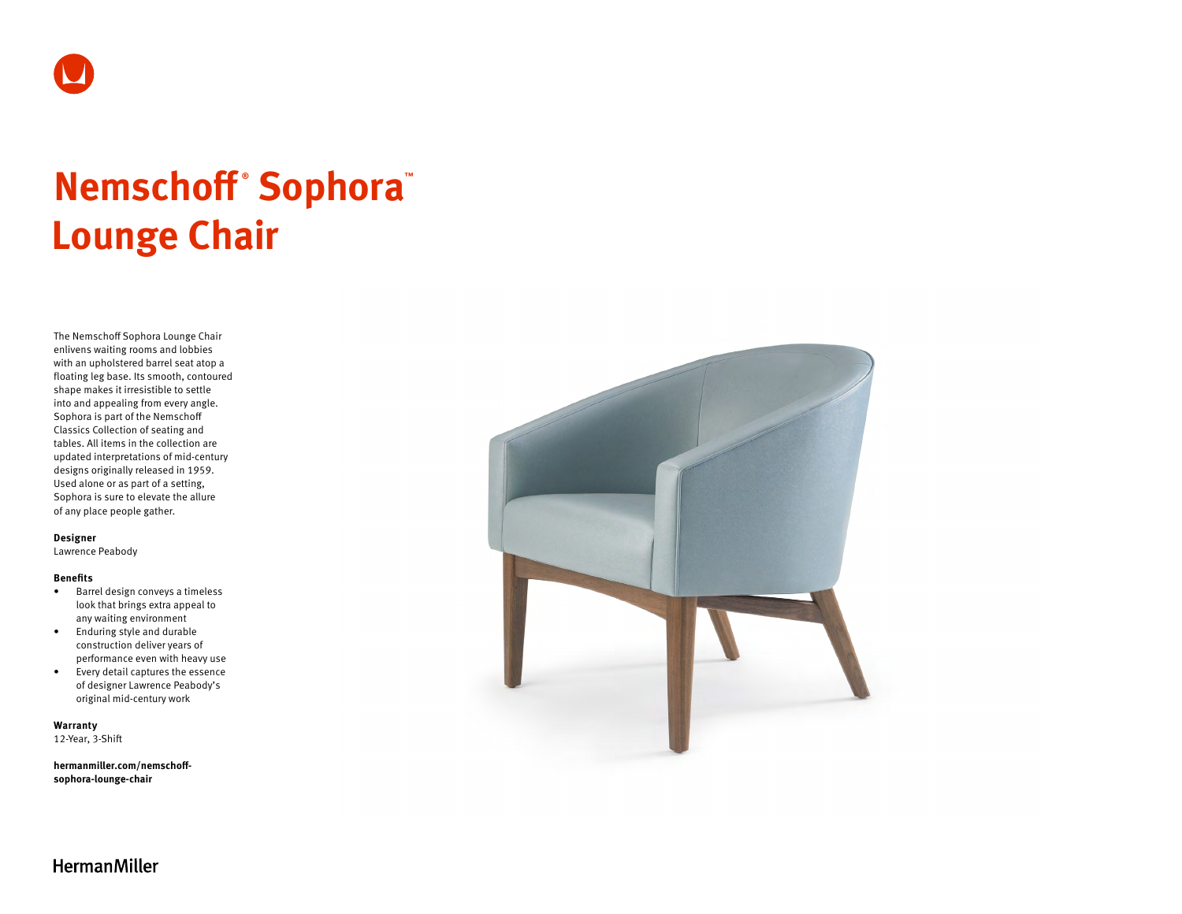# Nemschoff® Sophora™ Lounge Chair

The Nemschoff Sophora Lounge Chair enlivens waiting rooms and lobbies with an upholstered barrel seat atop a floating leg base. Its smooth, contoured shape makes it irresistible to settle into and appealing from every angle. Sophora is part of the Nemschoff Classics Collection of seating and tables. All items in the collection are updated interpretations of mid-century designs originally released in 1959. Used alone or as part of a setting, Sophora is sure to elevate the allure of any place people gather.

**Designer**
Lawrence Peabody

**Benefits**

- Barrel design conveys a timeless look that brings extra appeal to any waiting environment
- Enduring style and durable construction deliver years of performance even with heavy use
- Every detail captures the essence of designer Lawrence Peabody's original mid-century work

**Warranty**
12-Year, 3-Shift

**hermanmiller.com/nemschoff-sophora-lounge-chair**

HermanMiller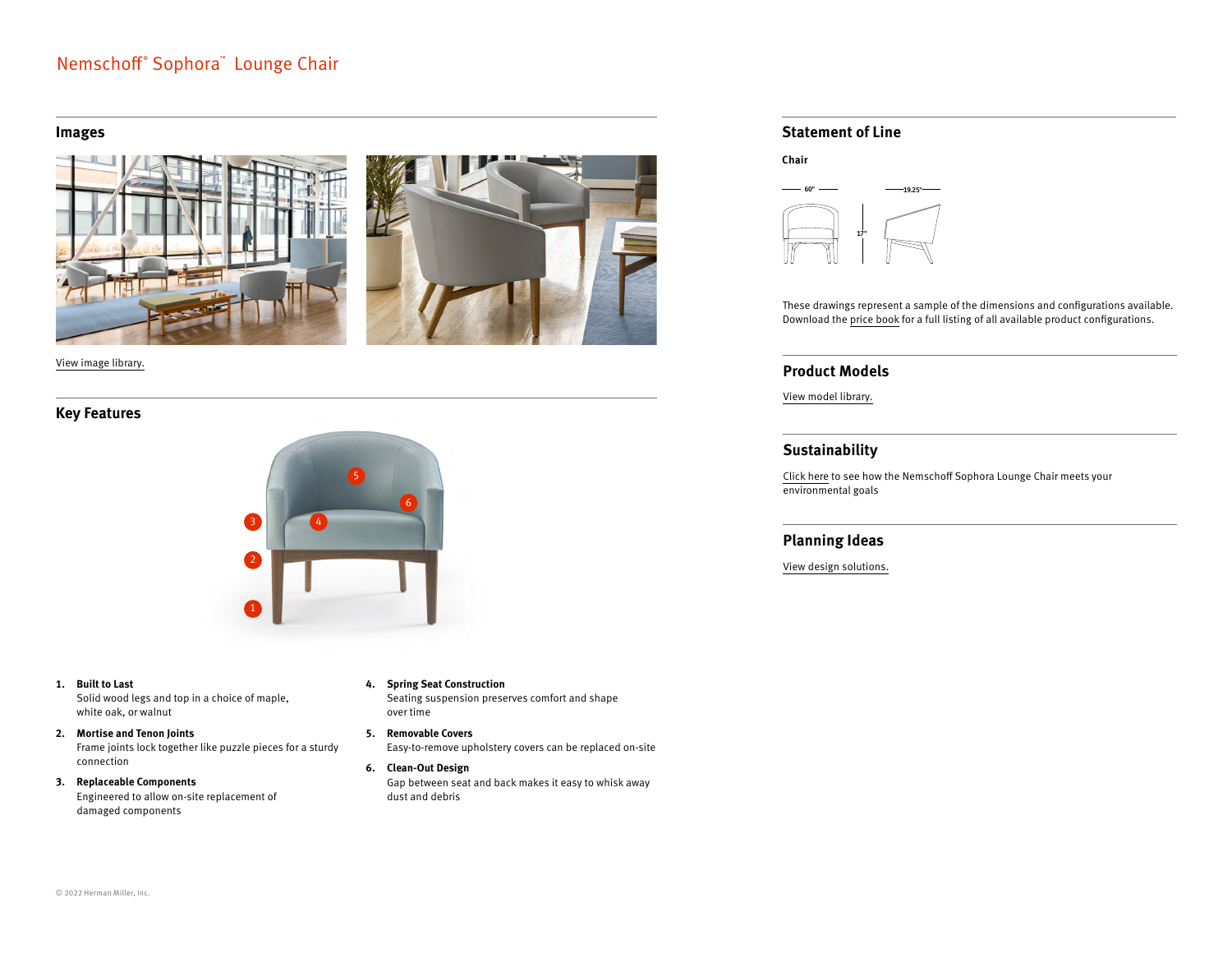# Nemschoff® Sophora™ Lounge Chair

## Images

View image library.

## Key Features

1. **Built to Last**
   Solid wood legs and top in a choice of maple, white oak, or walnut
2. **Mortise and Tenon Joints**
   Frame joints lock together like puzzle pieces for a sturdy connection
3. **Replaceable Components**
   Engineered to allow on-site replacement of damaged components
4. **Spring Seat Construction**
   Seating suspension preserves comfort and shape over time
5. **Removable Covers**
   Easy-to-remove upholstery covers can be replaced on-site
6. **Clean-Out Design**
   Gap between seat and back makes it easy to whisk away dust and debris

## Statement of Line

**Chair**

60"
17"
19.25"

These drawings represent a sample of the dimensions and configurations available. Download the price book for a full listing of all available product configurations.

## Product Models

View model library.

## Sustainability

Click here to see how the Nemschoff Sophora Lounge Chair meets your environmental goals

## Planning Ideas

View design solutions.

© 2022 Herman Miller, Inc.